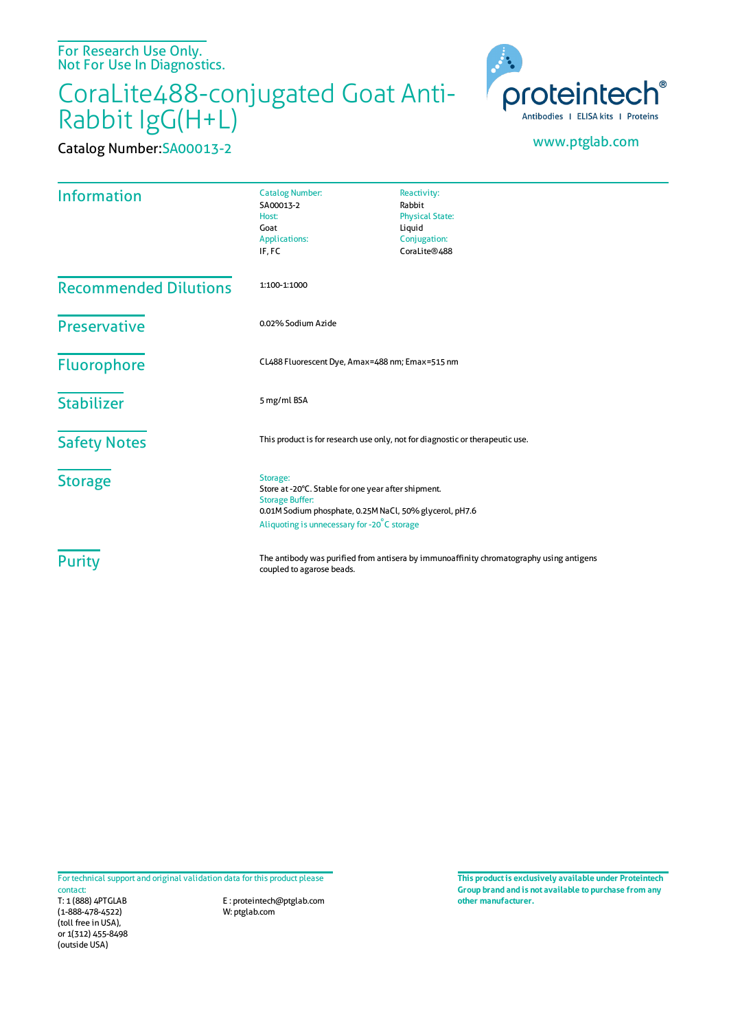For Research Use Only.
Not For Use In Diagnostics.

# CoraLite488-conjugated Goat Anti-Rabbit IgG(H+L)

**Catalog Number:** SA00013-2

proteintech®
Antibodies | ELISA kits | Proteins

www.ptglab.com

## Information

| | |
|---|---|
| Catalog Number: SA00013-2 | Reactivity: Rabbit |
| Host: Goat | Physical State: Liquid |
| Applications: IF, FC | Conjugation: CoraLite®488 |

## Recommended Dilutions

1:100-1:1000

## Preservative

0.02% Sodium Azide

## Fluorophore

CL488 Fluorescent Dye, Amax=488 nm; Emax=515 nm

## Stabilizer

5 mg/ml BSA

## Safety Notes

This product is for research use only, not for diagnostic or therapeutic use.

## Storage

Storage:
Store at -20°C. Stable for one year after shipment.
Storage Buffer:
0.01M Sodium phosphate, 0.25M NaCl, 50% glycerol, pH7.6
Aliquoting is unnecessary for -20°C storage

## Purity

The antibody was purified from antisera by immunoaffinity chromatography using antigens coupled to agarose beads.

For technical support and original validation data for this product please contact:
T: 1 (888) 4PTGLAB (1-888-478-4522) (toll free in USA), or 1(312) 455-8498 (outside USA)
E: proteintech@ptglab.com
W: ptglab.com

**This product is exclusively available under Proteintech Group brand and is not available to purchase from any other manufacturer.**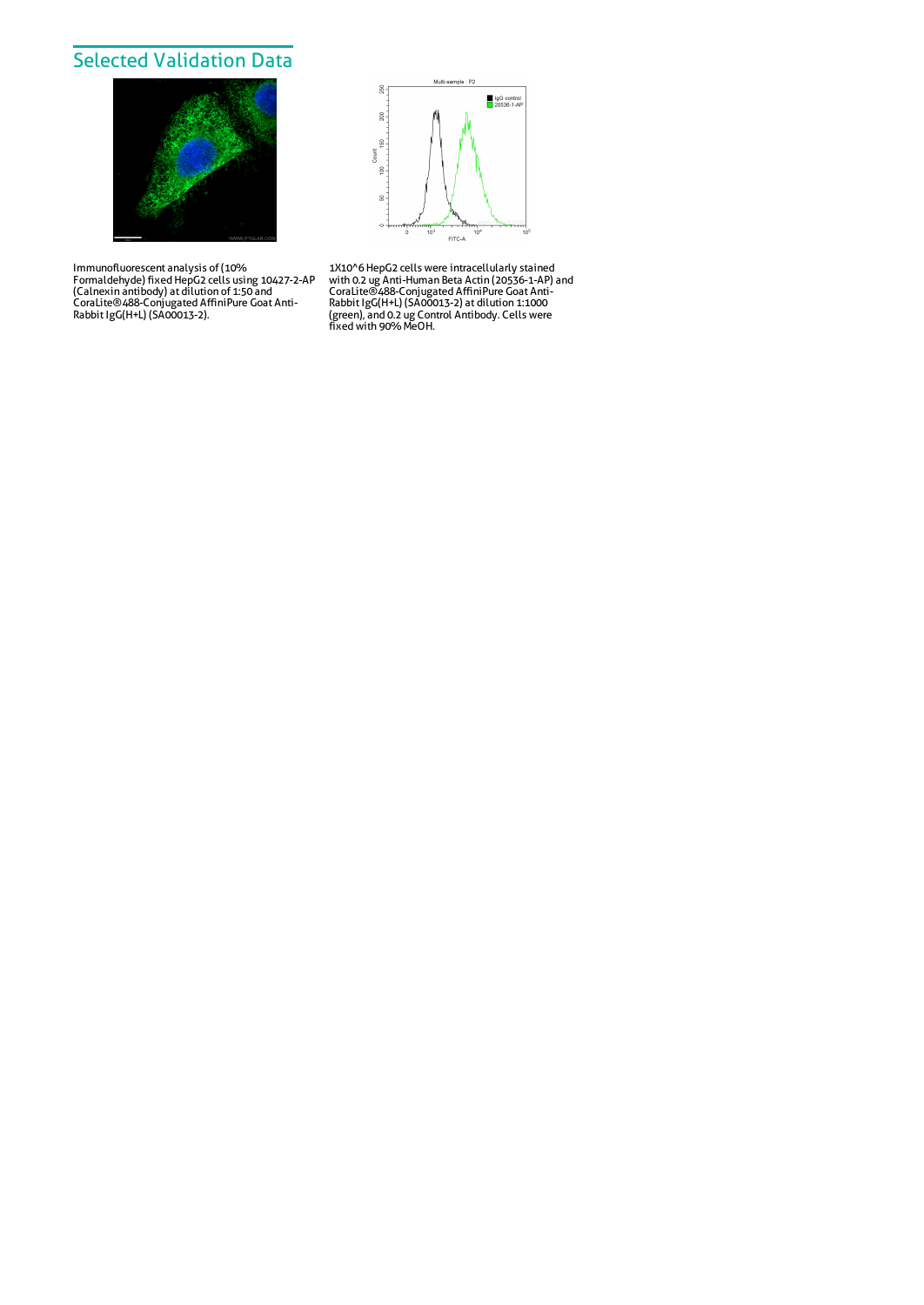## Selected Validation Data

Immunofluorescent analysis of (10% Formaldehyde) fixed HepG2 cells using 10427-2-AP (Calnexin antibody) at dilution of 1:50 and CoraLite®488-Conjugated AffiniPure Goat Anti-Rabbit IgG(H+L) (SA00013-2).

Multi-sample : P2

IgG control

20536-1-AP

Count

FITC-A

1X10^6 HepG2 cells were intracellularly stained with 0.2 ug Anti-Human Beta Actin (20536-1-AP) and CoraLite®488-Conjugated AffiniPure Goat Anti-Rabbit IgG(H+L) (SA00013-2) at dilution 1:1000 (green), and 0.2 ug Control Antibody. Cells were fixed with 90% MeOH.